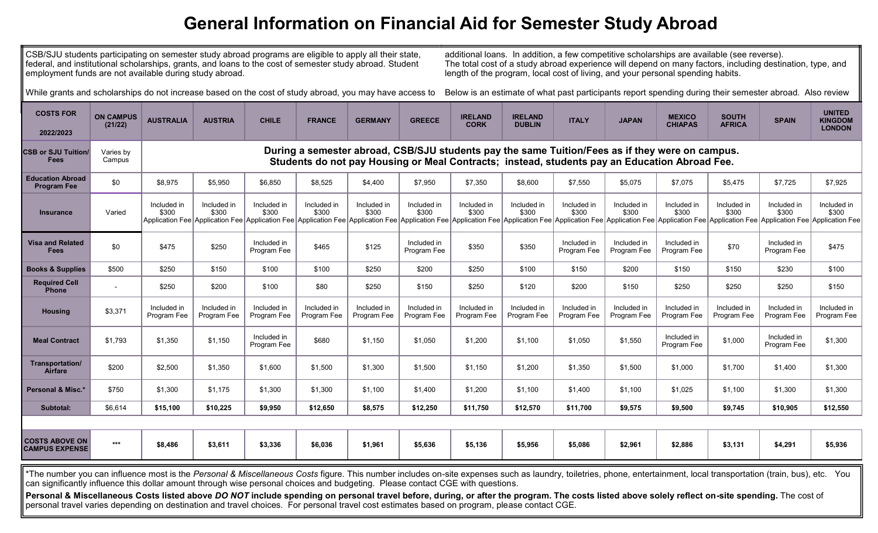# General Information on Financial Aid for Semester Study Abroad

CSB/SJU students participating on semester study abroad programs are eligible to apply all their state, federal, and institutional scholarships, grants, and loans to the cost of semester study abroad. Student employment funds are not available during study abroad.

While grants and scholarships do not increase based on the cost of study abroad, you may have access to additional loans. In addition, a few competitive scholarships are available (see reverse).

The total cost of a study abroad experience will depend on many factors, including destination, type, and length of the program, local cost of living, and your personal spending habits.

Below is an estimate of what past participants report spending during their semester abroad. Also review

| COSTS FOR 2022/2023 | ON CAMPUS (21/22) | AUSTRALIA | AUSTRIA | CHILE | FRANCE | GERMANY | GREECE | IRELAND CORK | IRELAND DUBLIN | ITALY | JAPAN | MEXICO CHIAPAS | SOUTH AFRICA | SPAIN | UNITED KINGDOM LONDON |
|---|---|---|---|---|---|---|---|---|---|---|---|---|---|---|---|
| CSB or SJU Tuition/ Fees | Varies by Campus | **During a semester abroad, CSB/SJU students pay the same Tuition/Fees as if they were on campus. Students do not pay Housing or Meal Contracts; instead, students pay an Education Abroad Fee.** | | | | | | | | | | | | | |
| Education Abroad Program Fee | $0 | $8,975 | $5,950 | $6,850 | $8,525 | $4,400 | $7,950 | $7,350 | $8,600 | $7,550 | $5,075 | $7,075 | $5,475 | $7,725 | $7,925 |
| Insurance | Varied | Included in $300 Application Fee | Included in $300 Application Fee | Included in $300 Application Fee | Included in $300 Application Fee | Included in $300 Application Fee | Included in $300 Application Fee | Included in $300 Application Fee | Included in $300 Application Fee | Included in $300 Application Fee | Included in $300 Application Fee | Included in $300 Application Fee | Included in $300 Application Fee | Included in $300 Application Fee | Included in $300 Application Fee |
| Visa and Related Fees | $0 | $475 | $250 | Included in Program Fee | $465 | $125 | Included in Program Fee | $350 | $350 | Included in Program Fee | Included in Program Fee | Included in Program Fee | $70 | Included in Program Fee | $475 |
| Books & Supplies | $500 | $250 | $150 | $100 | $100 | $250 | $200 | $250 | $100 | $150 | $200 | $150 | $150 | $230 | $100 |
| Required Cell Phone | - | $250 | $200 | $100 | $80 | $250 | $150 | $250 | $120 | $200 | $150 | $250 | $250 | $250 | $150 |
| Housing | $3,371 | Included in Program Fee | Included in Program Fee | Included in Program Fee | Included in Program Fee | Included in Program Fee | Included in Program Fee | Included in Program Fee | Included in Program Fee | Included in Program Fee | Included in Program Fee | Included in Program Fee | Included in Program Fee | Included in Program Fee | Included in Program Fee |
| Meal Contract | $1,793 | $1,350 | $1,150 | Included in Program Fee | $680 | $1,150 | $1,050 | $1,200 | $1,100 | $1,050 | $1,550 | Included in Program Fee | $1,000 | Included in Program Fee | $1,300 |
| Transportation/ Airfare | $200 | $2,500 | $1,350 | $1,600 | $1,500 | $1,300 | $1,500 | $1,150 | $1,200 | $1,350 | $1,500 | $1,000 | $1,700 | $1,400 | $1,300 |
| Personal & Misc.* | $750 | $1,300 | $1,175 | $1,300 | $1,300 | $1,100 | $1,400 | $1,200 | $1,100 | $1,400 | $1,100 | $1,025 | $1,100 | $1,300 | $1,300 |
| Subtotal: | $6,614 | **$15,100** | **$10,225** | **$9,950** | **$12,650** | **$8,575** | **$12,250** | **$11,750** | **$12,570** | **$11,700** | **$9,575** | **$9,500** | **$9,745** | **$10,905** | **$12,550** |
| COSTS ABOVE ON CAMPUS EXPENSE | *** | **$8,486** | **$3,611** | **$3,336** | **$6,036** | **$1,961** | **$5,636** | **$5,136** | **$5,956** | **$5,086** | **$2,961** | **$2,886** | **$3,131** | **$4,291** | **$5,936** |

*The number you can influence most is the *Personal & Miscellaneous Costs* figure. This number includes on-site expenses such as laundry, toiletries, phone, entertainment, local transportation (train, bus), etc. You can significantly influence this dollar amount through wise personal choices and budgeting. Please contact CGE with questions.

**Personal & Miscellaneous Costs listed above *DO NOT* include spending on personal travel before, during, or after the program. The costs listed above solely reflect on-site spending.** The cost of personal travel varies depending on destination and travel choices. For personal travel cost estimates based on program, please contact CGE.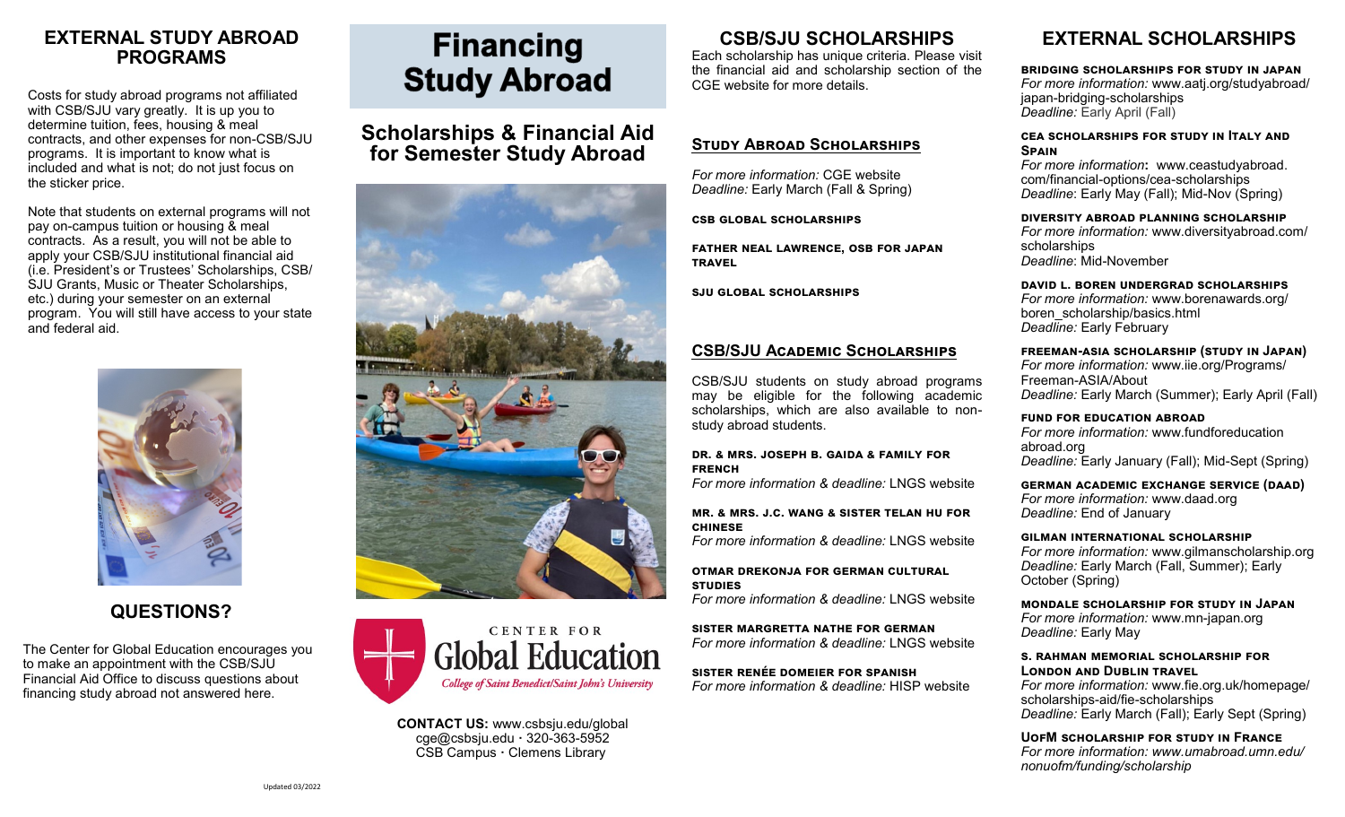## EXTERNAL STUDY ABROAD PROGRAMS

Costs for study abroad programs not affiliated with CSB/SJU vary greatly. It is up you to determine tuition, fees, housing & meal contracts, and other expenses for non-CSB/SJU programs. It is important to know what is included and what is not; do not just focus on the sticker price.

Note that students on external programs will not pay on-campus tuition or housing & meal contracts. As a result, you will not be able to apply your CSB/SJU institutional financial aid (i.e. President's or Trustees' Scholarships, CSB/SJU Grants, Music or Theater Scholarships, etc.) during your semester on an external program. You will still have access to your state and federal aid.

## QUESTIONS?

The Center for Global Education encourages you to make an appointment with the CSB/SJU Financial Aid Office to discuss questions about financing study abroad not answered here.

Updated 03/2022

# Financing Study Abroad

## Scholarships & Financial Aid for Semester Study Abroad

CENTER FOR Global Education
*College of Saint Benedict/Saint John's University*

**CONTACT US:** www.csbsju.edu/global
cge@csbsju.edu · 320-363-5952
CSB Campus · Clemens Library

## CSB/SJU SCHOLARSHIPS

Each scholarship has unique criteria. Please visit the financial aid and scholarship section of the CGE website for more details.

### Study Abroad Scholarships

*For more information:* CGE website
*Deadline:* Early March (Fall & Spring)

**CSB GLOBAL SCHOLARSHIPS**

**FATHER NEAL LAWRENCE, OSB FOR JAPAN TRAVEL**

**SJU GLOBAL SCHOLARSHIPS**

### CSB/SJU Academic Scholarships

CSB/SJU students on study abroad programs may be eligible for the following academic scholarships, which are also available to non-study abroad students.

**DR. & MRS. JOSEPH B. GAIDA & FAMILY FOR FRENCH**
*For more information & deadline:* LNGS website

**MR. & MRS. J.C. WANG & SISTER TELAN HU FOR CHINESE**
*For more information & deadline:* LNGS website

**OTMAR DREKONJA FOR GERMAN CULTURAL STUDIES**
*For more information & deadline:* LNGS website

**SISTER MARGRETTA NATHE FOR GERMAN**
*For more information & deadline:* LNGS website

**SISTER RENÉE DOMEIER FOR SPANISH**
*For more information & deadline:* HISP website

## EXTERNAL SCHOLARSHIPS

**BRIDGING SCHOLARSHIPS FOR STUDY IN JAPAN**
*For more information:* www.aatj.org/studyabroad/japan-bridging-scholarships
*Deadline:* Early April (Fall)

**CEA SCHOLARSHIPS FOR STUDY IN ITALY AND SPAIN**
*For more information***:** www.ceastudyabroad.com/financial-options/cea-scholarships
*Deadline*: Early May (Fall); Mid-Nov (Spring)

**DIVERSITY ABROAD PLANNING SCHOLARSHIP**
*For more information:* www.diversityabroad.com/scholarships
*Deadline*: Mid-November

**DAVID L. BOREN UNDERGRAD SCHOLARSHIPS**
*For more information:* www.borenawards.org/boren_scholarship/basics.html
*Deadline:* Early February

**FREEMAN-ASIA SCHOLARSHIP (STUDY IN JAPAN)**
*For more information:* www.iie.org/Programs/Freeman-ASIA/About
*Deadline:* Early March (Summer); Early April (Fall)

**FUND FOR EDUCATION ABROAD**
*For more information:* www.fundforeducationabroad.org
*Deadline:* Early January (Fall); Mid-Sept (Spring)

**GERMAN ACADEMIC EXCHANGE SERVICE (DAAD)**
*For more information:* www.daad.org
*Deadline:* End of January

**GILMAN INTERNATIONAL SCHOLARSHIP**
*For more information:* www.gilmanscholarship.org
*Deadline:* Early March (Fall, Summer); Early October (Spring)

**MONDALE SCHOLARSHIP FOR STUDY IN JAPAN**
*For more information:* www.mn-japan.org
*Deadline:* Early May

**S. RAHMAN MEMORIAL SCHOLARSHIP FOR LONDON AND DUBLIN TRAVEL**
*For more information:* www.fie.org.uk/homepage/scholarships-aid/fie-scholarships
*Deadline:* Early March (Fall); Early Sept (Spring)

**UOFM SCHOLARSHIP FOR STUDY IN FRANCE**
*For more information: www.umabroad.umn.edu/nonuofm/funding/scholarship*